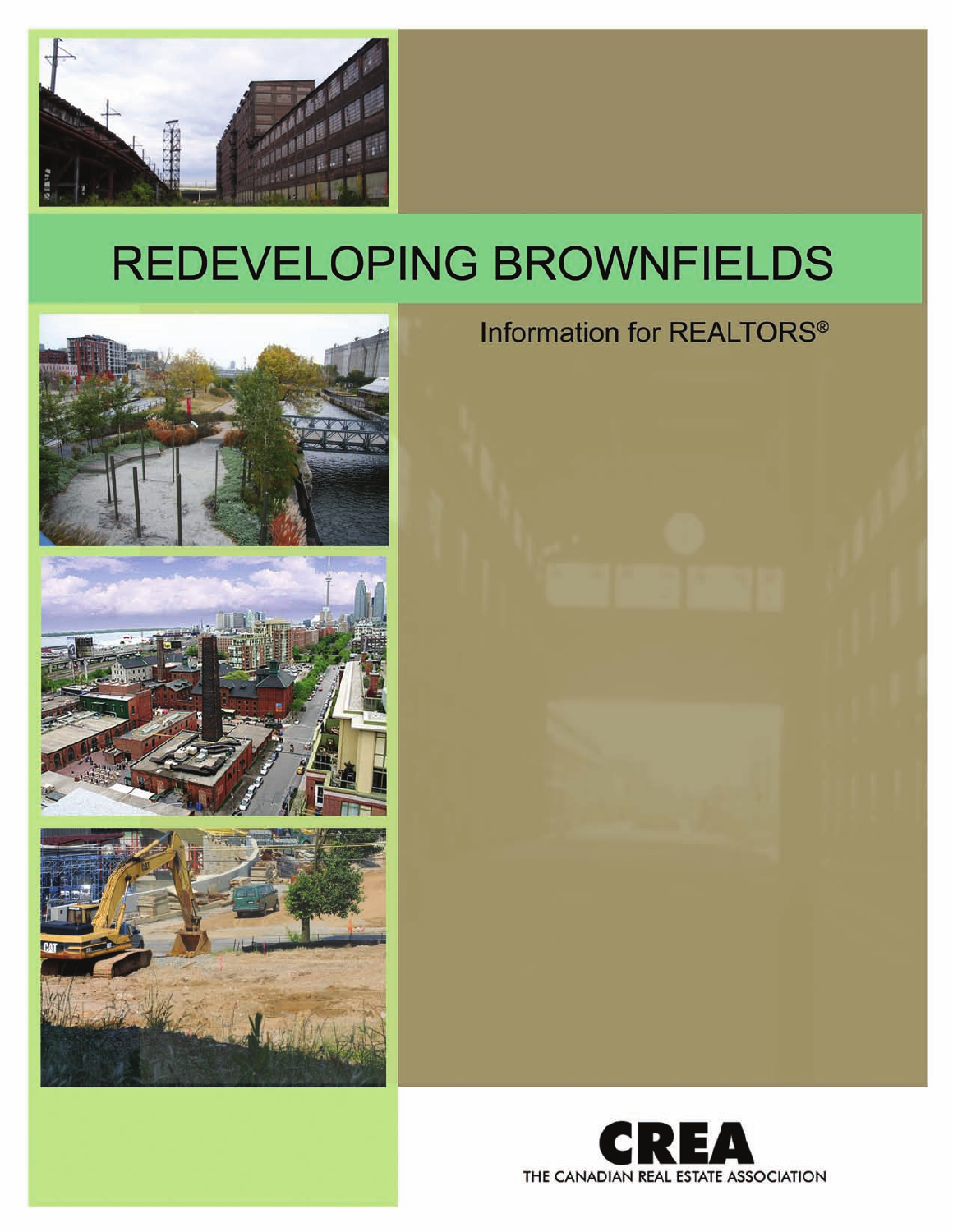# REDEVELOPING BROWNFIELDS

Information for REALTORS®

CREA

THE CANADIAN REAL ESTATE ASSOCIATION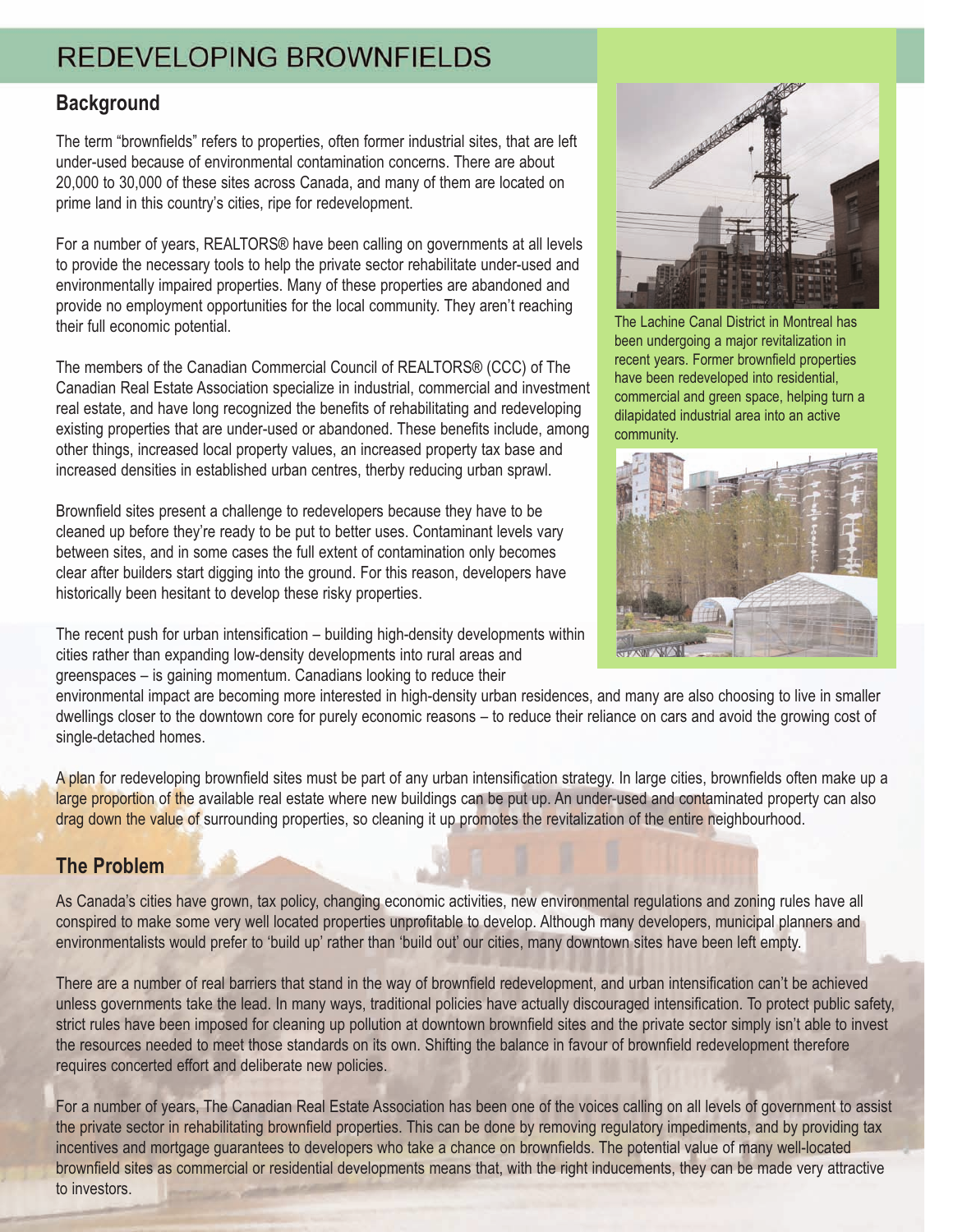# REDEVELOPING BROWNFIELDS

## Background

The term "brownfields" refers to properties, often former industrial sites, that are left under-used because of environmental contamination concerns. There are about 20,000 to 30,000 of these sites across Canada, and many of them are located on prime land in this country's cities, ripe for redevelopment.

For a number of years, REALTORS® have been calling on governments at all levels to provide the necessary tools to help the private sector rehabilitate under-used and environmentally impaired properties. Many of these properties are abandoned and provide no employment opportunities for the local community. They aren't reaching their full economic potential.

The members of the Canadian Commercial Council of REALTORS® (CCC) of The Canadian Real Estate Association specialize in industrial, commercial and investment real estate, and have long recognized the benefits of rehabilitating and redeveloping existing properties that are under-used or abandoned. These benefits include, among other things, increased local property values, an increased property tax base and increased densities in established urban centres, therby reducing urban sprawl.

Brownfield sites present a challenge to redevelopers because they have to be cleaned up before they're ready to be put to better uses. Contaminant levels vary between sites, and in some cases the full extent of contamination only becomes clear after builders start digging into the ground. For this reason, developers have historically been hesitant to develop these risky properties.

The recent push for urban intensification – building high-density developments within cities rather than expanding low-density developments into rural areas and greenspaces – is gaining momentum. Canadians looking to reduce their environmental impact are becoming more interested in high-density urban residences, and many are also choosing to live in smaller dwellings closer to the downtown core for purely economic reasons – to reduce their reliance on cars and avoid the growing cost of single-detached homes.

A plan for redeveloping brownfield sites must be part of any urban intensification strategy. In large cities, brownfields often make up a large proportion of the available real estate where new buildings can be put up. An under-used and contaminated property can also drag down the value of surrounding properties, so cleaning it up promotes the revitalization of the entire neighbourhood.

The Lachine Canal District in Montreal has been undergoing a major revitalization in recent years. Former brownfield properties have been redeveloped into residential, commercial and green space, helping turn a dilapidated industrial area into an active community.

## The Problem

As Canada's cities have grown, tax policy, changing economic activities, new environmental regulations and zoning rules have all conspired to make some very well located properties unprofitable to develop. Although many developers, municipal planners and environmentalists would prefer to 'build up' rather than 'build out' our cities, many downtown sites have been left empty.

There are a number of real barriers that stand in the way of brownfield redevelopment, and urban intensification can't be achieved unless governments take the lead. In many ways, traditional policies have actually discouraged intensification. To protect public safety, strict rules have been imposed for cleaning up pollution at downtown brownfield sites and the private sector simply isn't able to invest the resources needed to meet those standards on its own. Shifting the balance in favour of brownfield redevelopment therefore requires concerted effort and deliberate new policies.

For a number of years, The Canadian Real Estate Association has been one of the voices calling on all levels of government to assist the private sector in rehabilitating brownfield properties. This can be done by removing regulatory impediments, and by providing tax incentives and mortgage guarantees to developers who take a chance on brownfields. The potential value of many well-located brownfield sites as commercial or residential developments means that, with the right inducements, they can be made very attractive to investors.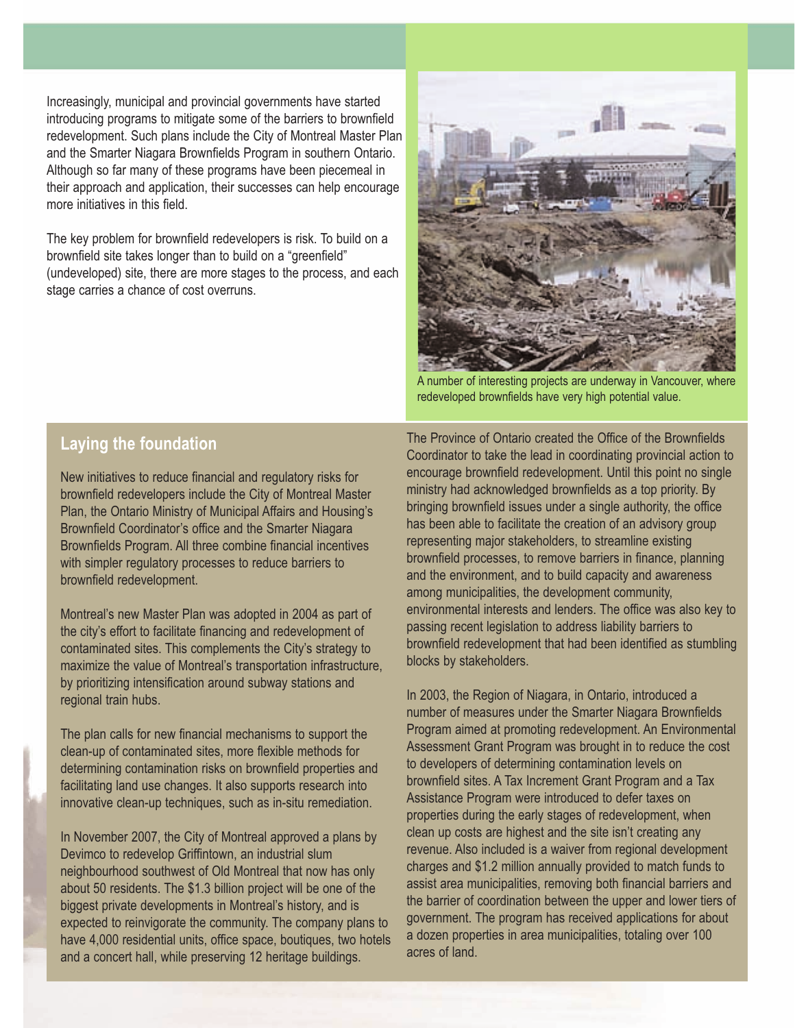Increasingly, municipal and provincial governments have started introducing programs to mitigate some of the barriers to brownfield redevelopment. Such plans include the City of Montreal Master Plan and the Smarter Niagara Brownfields Program in southern Ontario. Although so far many of these programs have been piecemeal in their approach and application, their successes can help encourage more initiatives in this field.

The key problem for brownfield redevelopers is risk. To build on a brownfield site takes longer than to build on a "greenfield" (undeveloped) site, there are more stages to the process, and each stage carries a chance of cost overruns.

A number of interesting projects are underway in Vancouver, where redeveloped brownfields have very high potential value.

## Laying the foundation

New initiatives to reduce financial and regulatory risks for brownfield redevelopers include the City of Montreal Master Plan, the Ontario Ministry of Municipal Affairs and Housing's Brownfield Coordinator's office and the Smarter Niagara Brownfields Program. All three combine financial incentives with simpler regulatory processes to reduce barriers to brownfield redevelopment.

Montreal's new Master Plan was adopted in 2004 as part of the city's effort to facilitate financing and redevelopment of contaminated sites. This complements the City's strategy to maximize the value of Montreal's transportation infrastructure, by prioritizing intensification around subway stations and regional train hubs.

The plan calls for new financial mechanisms to support the clean-up of contaminated sites, more flexible methods for determining contamination risks on brownfield properties and facilitating land use changes. It also supports research into innovative clean-up techniques, such as in-situ remediation.

In November 2007, the City of Montreal approved a plans by Devimco to redevelop Griffintown, an industrial slum neighbourhood southwest of Old Montreal that now has only about 50 residents. The $1.3 billion project will be one of the biggest private developments in Montreal's history, and is expected to reinvigorate the community. The company plans to have 4,000 residential units, office space, boutiques, two hotels and a concert hall, while preserving 12 heritage buildings.

The Province of Ontario created the Office of the Brownfields Coordinator to take the lead in coordinating provincial action to encourage brownfield redevelopment. Until this point no single ministry had acknowledged brownfields as a top priority. By bringing brownfield issues under a single authority, the office has been able to facilitate the creation of an advisory group representing major stakeholders, to streamline existing brownfield processes, to remove barriers in finance, planning and the environment, and to build capacity and awareness among municipalities, the development community, environmental interests and lenders. The office was also key to passing recent legislation to address liability barriers to brownfield redevelopment that had been identified as stumbling blocks by stakeholders.

In 2003, the Region of Niagara, in Ontario, introduced a number of measures under the Smarter Niagara Brownfields Program aimed at promoting redevelopment. An Environmental Assessment Grant Program was brought in to reduce the cost to developers of determining contamination levels on brownfield sites. A Tax Increment Grant Program and a Tax Assistance Program were introduced to defer taxes on properties during the early stages of redevelopment, when clean up costs are highest and the site isn't creating any revenue. Also included is a waiver from regional development charges and $1.2 million annually provided to match funds to assist area municipalities, removing both financial barriers and the barrier of coordination between the upper and lower tiers of government. The program has received applications for about a dozen properties in area municipalities, totaling over 100 acres of land.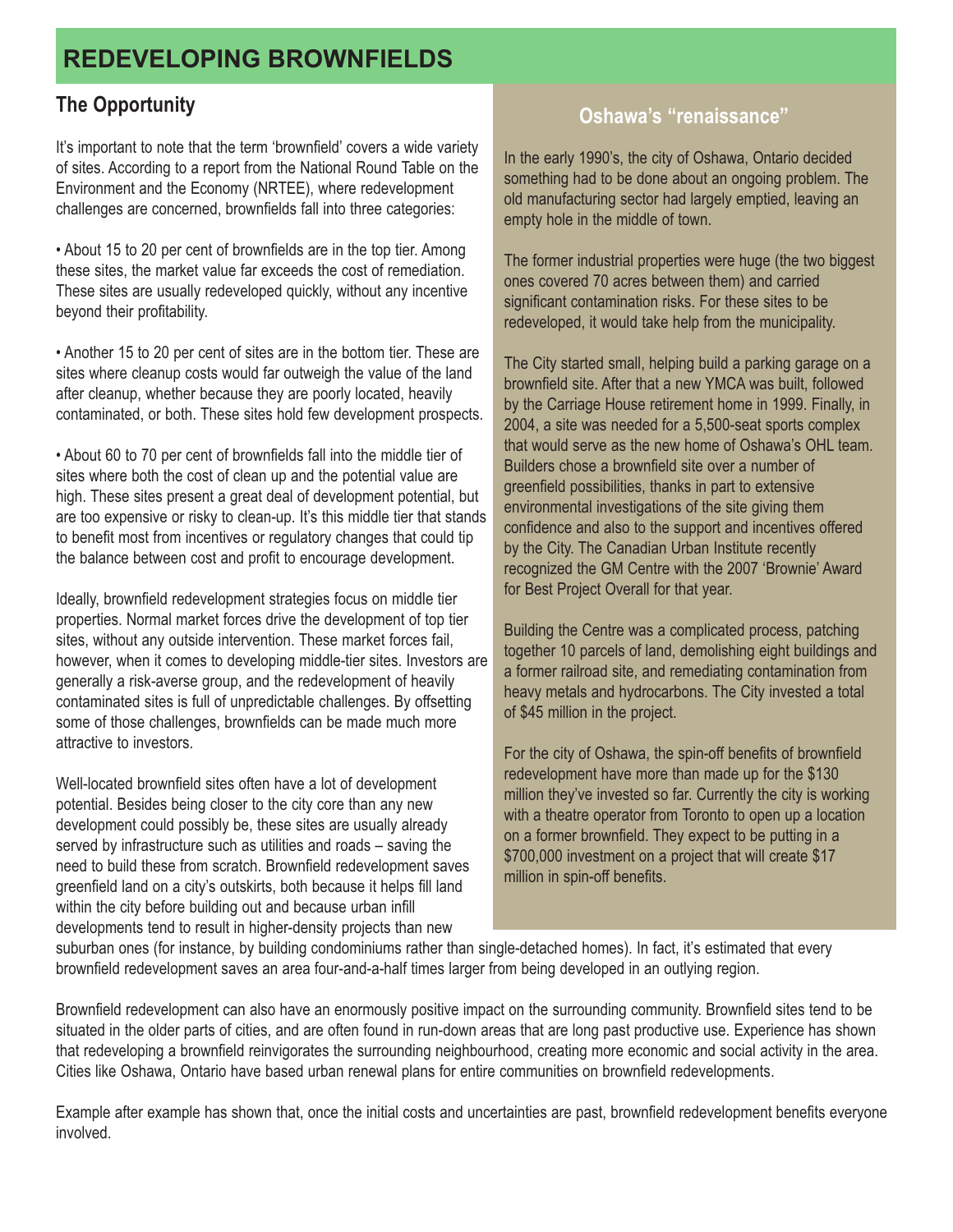# REDEVELOPING BROWNFIELDS

## The Opportunity

It's important to note that the term 'brownfield' covers a wide variety of sites. According to a report from the National Round Table on the Environment and the Economy (NRTEE), where redevelopment challenges are concerned, brownfields fall into three categories:

• About 15 to 20 per cent of brownfields are in the top tier. Among these sites, the market value far exceeds the cost of remediation. These sites are usually redeveloped quickly, without any incentive beyond their profitability.

• Another 15 to 20 per cent of sites are in the bottom tier. These are sites where cleanup costs would far outweigh the value of the land after cleanup, whether because they are poorly located, heavily contaminated, or both. These sites hold few development prospects.

• About 60 to 70 per cent of brownfields fall into the middle tier of sites where both the cost of clean up and the potential value are high. These sites present a great deal of development potential, but are too expensive or risky to clean-up. It's this middle tier that stands to benefit most from incentives or regulatory changes that could tip the balance between cost and profit to encourage development.

Ideally, brownfield redevelopment strategies focus on middle tier properties. Normal market forces drive the development of top tier sites, without any outside intervention. These market forces fail, however, when it comes to developing middle-tier sites. Investors are generally a risk-averse group, and the redevelopment of heavily contaminated sites is full of unpredictable challenges. By offsetting some of those challenges, brownfields can be made much more attractive to investors.

Well-located brownfield sites often have a lot of development potential. Besides being closer to the city core than any new development could possibly be, these sites are usually already served by infrastructure such as utilities and roads – saving the need to build these from scratch. Brownfield redevelopment saves greenfield land on a city's outskirts, both because it helps fill land within the city before building out and because urban infill developments tend to result in higher-density projects than new suburban ones (for instance, by building condominiums rather than single-detached homes). In fact, it's estimated that every brownfield redevelopment saves an area four-and-a-half times larger from being developed in an outlying region.

Brownfield redevelopment can also have an enormously positive impact on the surrounding community. Brownfield sites tend to be situated in the older parts of cities, and are often found in run-down areas that are long past productive use. Experience has shown that redeveloping a brownfield reinvigorates the surrounding neighbourhood, creating more economic and social activity in the area. Cities like Oshawa, Ontario have based urban renewal plans for entire communities on brownfield redevelopments.

Example after example has shown that, once the initial costs and uncertainties are past, brownfield redevelopment benefits everyone involved.

### Oshawa's "renaissance"

In the early 1990's, the city of Oshawa, Ontario decided something had to be done about an ongoing problem. The old manufacturing sector had largely emptied, leaving an empty hole in the middle of town.

The former industrial properties were huge (the two biggest ones covered 70 acres between them) and carried significant contamination risks. For these sites to be redeveloped, it would take help from the municipality.

The City started small, helping build a parking garage on a brownfield site. After that a new YMCA was built, followed by the Carriage House retirement home in 1999. Finally, in 2004, a site was needed for a 5,500-seat sports complex that would serve as the new home of Oshawa's OHL team. Builders chose a brownfield site over a number of greenfield possibilities, thanks in part to extensive environmental investigations of the site giving them confidence and also to the support and incentives offered by the City. The Canadian Urban Institute recently recognized the GM Centre with the 2007 'Brownie' Award for Best Project Overall for that year.

Building the Centre was a complicated process, patching together 10 parcels of land, demolishing eight buildings and a former railroad site, and remediating contamination from heavy metals and hydrocarbons. The City invested a total of $45 million in the project.

For the city of Oshawa, the spin-off benefits of brownfield redevelopment have more than made up for the $130 million they've invested so far. Currently the city is working with a theatre operator from Toronto to open up a location on a former brownfield. They expect to be putting in a $700,000 investment on a project that will create $17 million in spin-off benefits.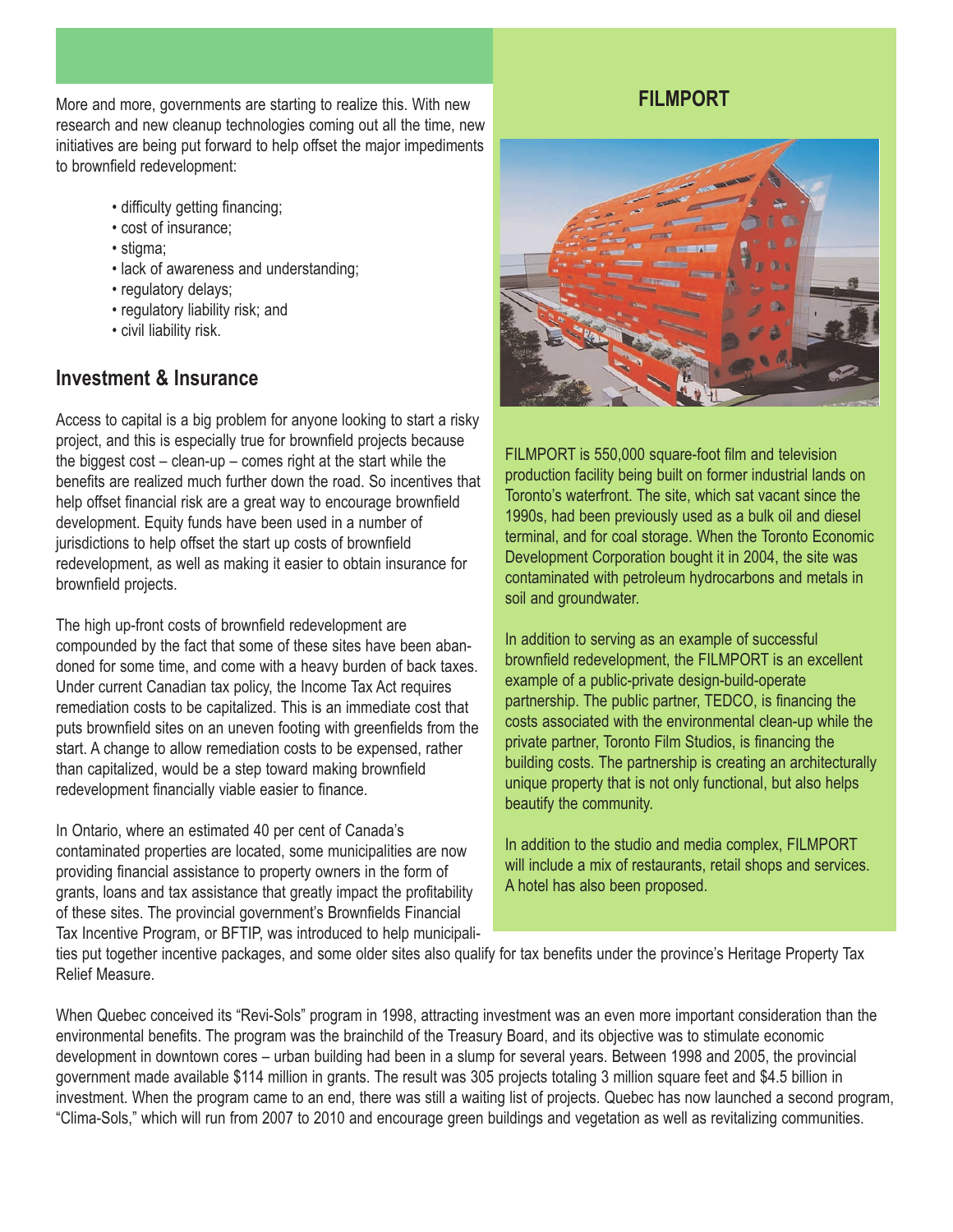More and more, governments are starting to realize this. With new research and new cleanup technologies coming out all the time, new initiatives are being put forward to help offset the major impediments to brownfield redevelopment:

- difficulty getting financing;
- cost of insurance;
- stigma;
- lack of awareness and understanding;
- regulatory delays;
- regulatory liability risk; and
- civil liability risk.

## Investment & Insurance

Access to capital is a big problem for anyone looking to start a risky project, and this is especially true for brownfield projects because the biggest cost – clean-up – comes right at the start while the benefits are realized much further down the road. So incentives that help offset financial risk are a great way to encourage brownfield development. Equity funds have been used in a number of jurisdictions to help offset the start up costs of brownfield redevelopment, as well as making it easier to obtain insurance for brownfield projects.

The high up-front costs of brownfield redevelopment are compounded by the fact that some of these sites have been abandoned for some time, and come with a heavy burden of back taxes. Under current Canadian tax policy, the Income Tax Act requires remediation costs to be capitalized. This is an immediate cost that puts brownfield sites on an uneven footing with greenfields from the start. A change to allow remediation costs to be expensed, rather than capitalized, would be a step toward making brownfield redevelopment financially viable easier to finance.

In Ontario, where an estimated 40 per cent of Canada's contaminated properties are located, some municipalities are now providing financial assistance to property owners in the form of grants, loans and tax assistance that greatly impact the profitability of these sites. The provincial government's Brownfields Financial Tax Incentive Program, or BFTIP, was introduced to help municipalities put together incentive packages, and some older sites also qualify for tax benefits under the province's Heritage Property Tax Relief Measure.

When Quebec conceived its "Revi-Sols" program in 1998, attracting investment was an even more important consideration than the environmental benefits. The program was the brainchild of the Treasury Board, and its objective was to stimulate economic development in downtown cores – urban building had been in a slump for several years. Between 1998 and 2005, the provincial government made available $114 million in grants. The result was 305 projects totaling 3 million square feet and $4.5 billion in investment. When the program came to an end, there was still a waiting list of projects. Quebec has now launched a second program, "Clima-Sols," which will run from 2007 to 2010 and encourage green buildings and vegetation as well as revitalizing communities.

### FILMPORT

FILMPORT is 550,000 square-foot film and television production facility being built on former industrial lands on Toronto's waterfront. The site, which sat vacant since the 1990s, had been previously used as a bulk oil and diesel terminal, and for coal storage. When the Toronto Economic Development Corporation bought it in 2004, the site was contaminated with petroleum hydrocarbons and metals in soil and groundwater.

In addition to serving as an example of successful brownfield redevelopment, the FILMPORT is an excellent example of a public-private design-build-operate partnership. The public partner, TEDCO, is financing the costs associated with the environmental clean-up while the private partner, Toronto Film Studios, is financing the building costs. The partnership is creating an architecturally unique property that is not only functional, but also helps beautify the community.

In addition to the studio and media complex, FILMPORT will include a mix of restaurants, retail shops and services. A hotel has also been proposed.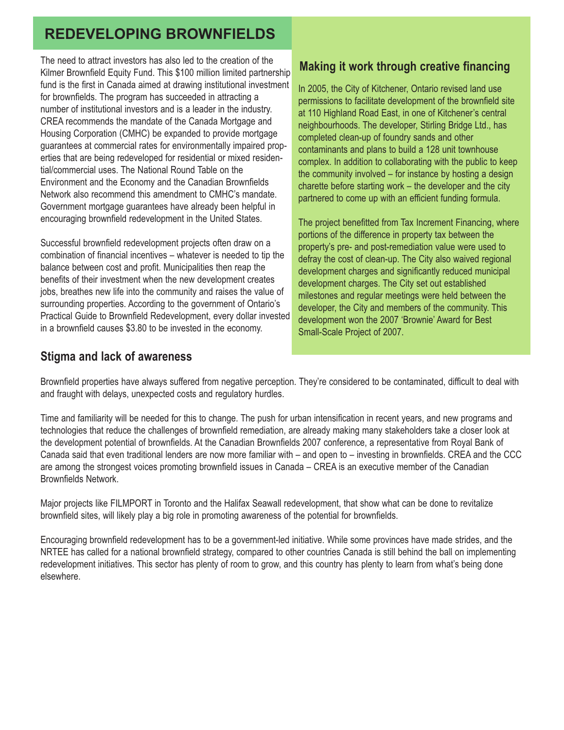# REDEVELOPING BROWNFIELDS

The need to attract investors has also led to the creation of the Kilmer Brownfield Equity Fund. This $100 million limited partnership fund is the first in Canada aimed at drawing institutional investment for brownfields. The program has succeeded in attracting a number of institutional investors and is a leader in the industry. CREA recommends the mandate of the Canada Mortgage and Housing Corporation (CMHC) be expanded to provide mortgage guarantees at commercial rates for environmentally impaired properties that are being redeveloped for residential or mixed residential/commercial uses. The National Round Table on the Environment and the Economy and the Canadian Brownfields Network also recommend this amendment to CMHC's mandate. Government mortgage guarantees have already been helpful in encouraging brownfield redevelopment in the United States.

Successful brownfield redevelopment projects often draw on a combination of financial incentives – whatever is needed to tip the balance between cost and profit. Municipalities then reap the benefits of their investment when the new development creates jobs, breathes new life into the community and raises the value of surrounding properties. According to the government of Ontario's Practical Guide to Brownfield Redevelopment, every dollar invested in a brownfield causes $3.80 to be invested in the economy.

### Making it work through creative financing

In 2005, the City of Kitchener, Ontario revised land use permissions to facilitate development of the brownfield site at 110 Highland Road East, in one of Kitchener's central neighbourhoods. The developer, Stirling Bridge Ltd., has completed clean-up of foundry sands and other contaminants and plans to build a 128 unit townhouse complex. In addition to collaborating with the public to keep the community involved – for instance by hosting a design charette before starting work – the developer and the city partnered to come up with an efficient funding formula.

The project benefitted from Tax Increment Financing, where portions of the difference in property tax between the property's pre- and post-remediation value were used to defray the cost of clean-up. The City also waived regional development charges and significantly reduced municipal development charges. The City set out established milestones and regular meetings were held between the developer, the City and members of the community. This development won the 2007 'Brownie' Award for Best Small-Scale Project of 2007.

## Stigma and lack of awareness

Brownfield properties have always suffered from negative perception. They're considered to be contaminated, difficult to deal with and fraught with delays, unexpected costs and regulatory hurdles.

Time and familiarity will be needed for this to change. The push for urban intensification in recent years, and new programs and technologies that reduce the challenges of brownfield remediation, are already making many stakeholders take a closer look at the development potential of brownfields. At the Canadian Brownfields 2007 conference, a representative from Royal Bank of Canada said that even traditional lenders are now more familiar with – and open to – investing in brownfields. CREA and the CCC are among the strongest voices promoting brownfield issues in Canada – CREA is an executive member of the Canadian Brownfields Network.

Major projects like FILMPORT in Toronto and the Halifax Seawall redevelopment, that show what can be done to revitalize brownfield sites, will likely play a big role in promoting awareness of the potential for brownfields.

Encouraging brownfield redevelopment has to be a government-led initiative. While some provinces have made strides, and the NRTEE has called for a national brownfield strategy, compared to other countries Canada is still behind the ball on implementing redevelopment initiatives. This sector has plenty of room to grow, and this country has plenty to learn from what's being done elsewhere.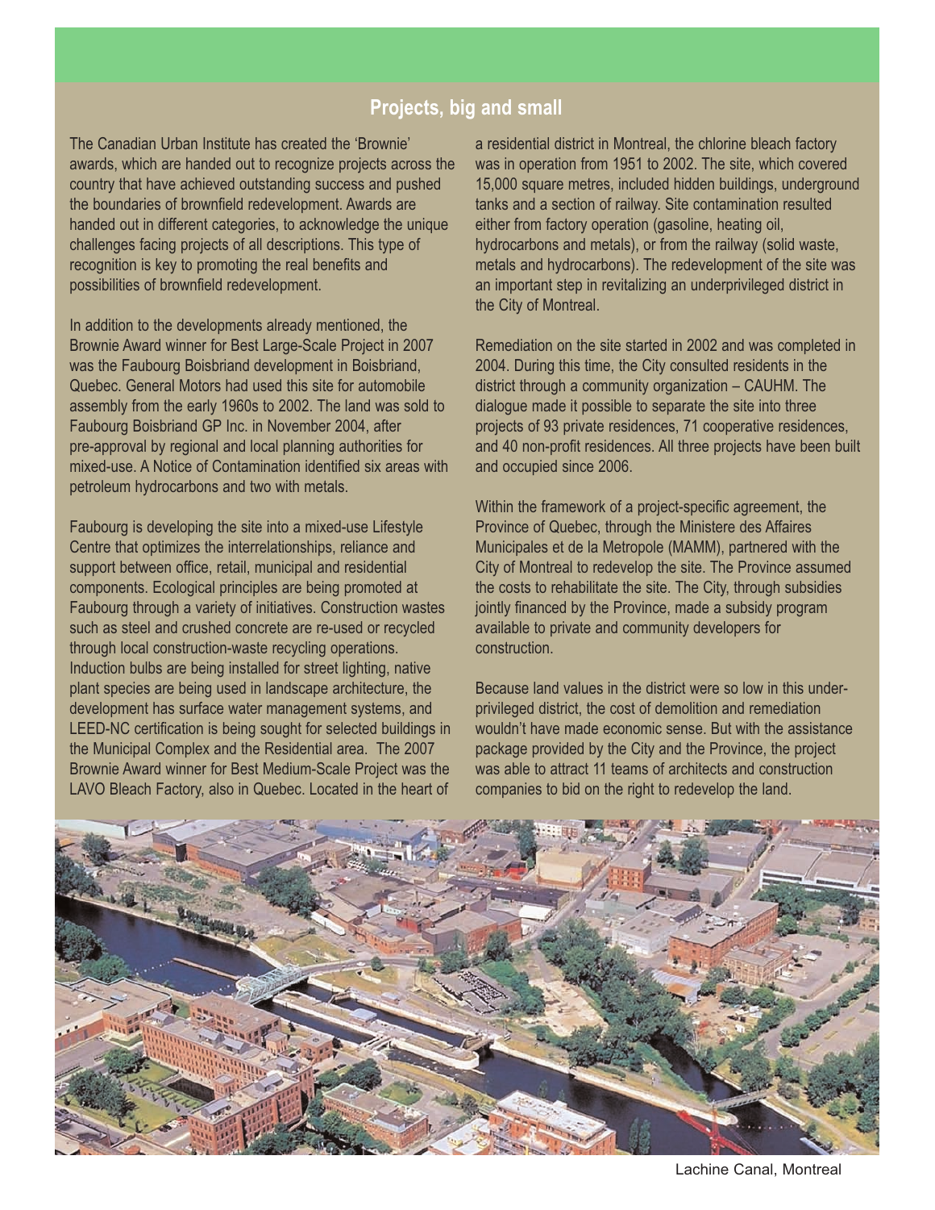## Projects, big and small

The Canadian Urban Institute has created the 'Brownie' awards, which are handed out to recognize projects across the country that have achieved outstanding success and pushed the boundaries of brownfield redevelopment. Awards are handed out in different categories, to acknowledge the unique challenges facing projects of all descriptions. This type of recognition is key to promoting the real benefits and possibilities of brownfield redevelopment.

In addition to the developments already mentioned, the Brownie Award winner for Best Large-Scale Project in 2007 was the Faubourg Boisbriand development in Boisbriand, Quebec. General Motors had used this site for automobile assembly from the early 1960s to 2002. The land was sold to Faubourg Boisbriand GP Inc. in November 2004, after pre-approval by regional and local planning authorities for mixed-use. A Notice of Contamination identified six areas with petroleum hydrocarbons and two with metals.

Faubourg is developing the site into a mixed-use Lifestyle Centre that optimizes the interrelationships, reliance and support between office, retail, municipal and residential components. Ecological principles are being promoted at Faubourg through a variety of initiatives. Construction wastes such as steel and crushed concrete are re-used or recycled through local construction-waste recycling operations. Induction bulbs are being installed for street lighting, native plant species are being used in landscape architecture, the development has surface water management systems, and LEED-NC certification is being sought for selected buildings in the Municipal Complex and the Residential area. The 2007 Brownie Award winner for Best Medium-Scale Project was the LAVO Bleach Factory, also in Quebec. Located in the heart of a residential district in Montreal, the chlorine bleach factory was in operation from 1951 to 2002. The site, which covered 15,000 square metres, included hidden buildings, underground tanks and a section of railway. Site contamination resulted either from factory operation (gasoline, heating oil, hydrocarbons and metals), or from the railway (solid waste, metals and hydrocarbons). The redevelopment of the site was an important step in revitalizing an underprivileged district in the City of Montreal.

Remediation on the site started in 2002 and was completed in 2004. During this time, the City consulted residents in the district through a community organization – CAUHM. The dialogue made it possible to separate the site into three projects of 93 private residences, 71 cooperative residences, and 40 non-profit residences. All three projects have been built and occupied since 2006.

Within the framework of a project-specific agreement, the Province of Quebec, through the Ministere des Affaires Municipales et de la Metropole (MAMM), partnered with the City of Montreal to redevelop the site. The Province assumed the costs to rehabilitate the site. The City, through subsidies jointly financed by the Province, made a subsidy program available to private and community developers for construction.

Because land values in the district were so low in this under-privileged district, the cost of demolition and remediation wouldn't have made economic sense. But with the assistance package provided by the City and the Province, the project was able to attract 11 teams of architects and construction companies to bid on the right to redevelop the land.

Lachine Canal, Montreal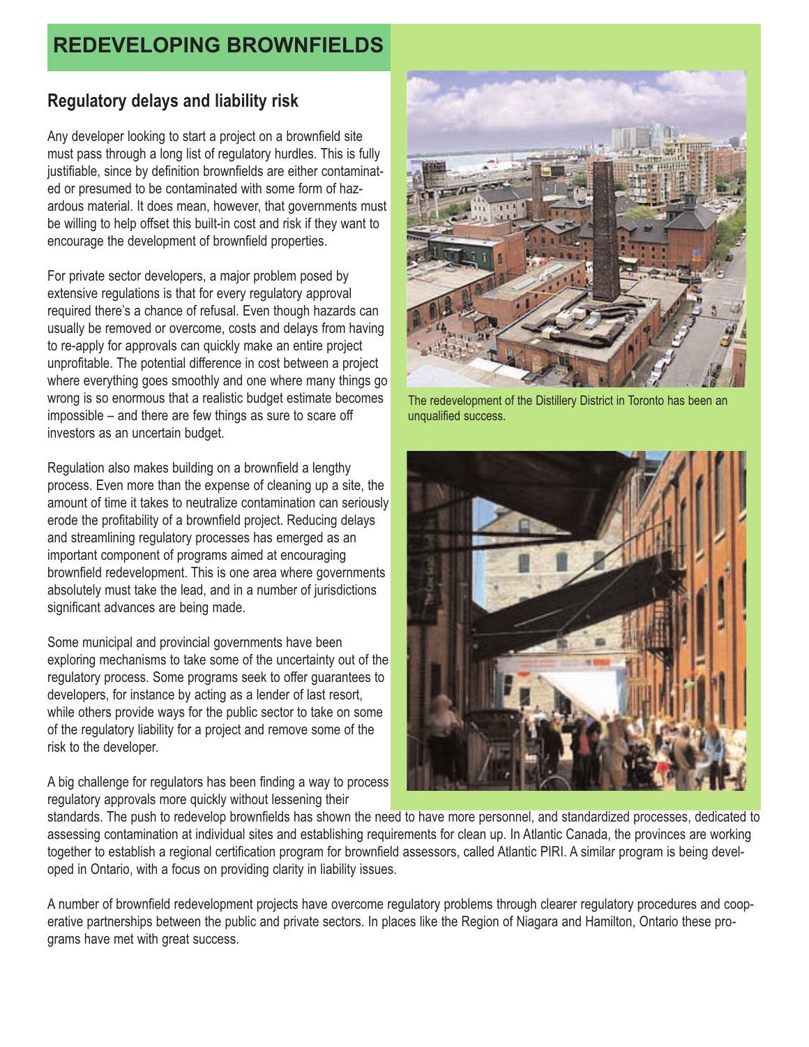# REDEVELOPING BROWNFIELDS

## Regulatory delays and liability risk

Any developer looking to start a project on a brownfield site must pass through a long list of regulatory hurdles. This is fully justifiable, since by definition brownfields are either contaminated or presumed to be contaminated with some form of hazardous material. It does mean, however, that governments must be willing to help offset this built-in cost and risk if they want to encourage the development of brownfield properties.

For private sector developers, a major problem posed by extensive regulations is that for every regulatory approval required there's a chance of refusal. Even though hazards can usually be removed or overcome, costs and delays from having to re-apply for approvals can quickly make an entire project unprofitable. The potential difference in cost between a project where everything goes smoothly and one where many things go wrong is so enormous that a realistic budget estimate becomes impossible – and there are few things as sure to scare off investors as an uncertain budget.

Regulation also makes building on a brownfield a lengthy process. Even more than the expense of cleaning up a site, the amount of time it takes to neutralize contamination can seriously erode the profitability of a brownfield project. Reducing delays and streamlining regulatory processes has emerged as an important component of programs aimed at encouraging brownfield redevelopment. This is one area where governments absolutely must take the lead, and in a number of jurisdictions significant advances are being made.

Some municipal and provincial governments have been exploring mechanisms to take some of the uncertainty out of the regulatory process. Some programs seek to offer guarantees to developers, for instance by acting as a lender of last resort, while others provide ways for the public sector to take on some of the regulatory liability for a project and remove some of the risk to the developer.

A big challenge for regulators has been finding a way to process regulatory approvals more quickly without lessening their standards. The push to redevelop brownfields has shown the need to have more personnel, and standardized processes, dedicated to assessing contamination at individual sites and establishing requirements for clean up. In Atlantic Canada, the provinces are working together to establish a regional certification program for brownfield assessors, called Atlantic PIRI. A similar program is being developed in Ontario, with a focus on providing clarity in liability issues.

A number of brownfield redevelopment projects have overcome regulatory problems through clearer regulatory procedures and cooperative partnerships between the public and private sectors. In places like the Region of Niagara and Hamilton, Ontario these programs have met with great success.

The redevelopment of the Distillery District in Toronto has been an unqualified success.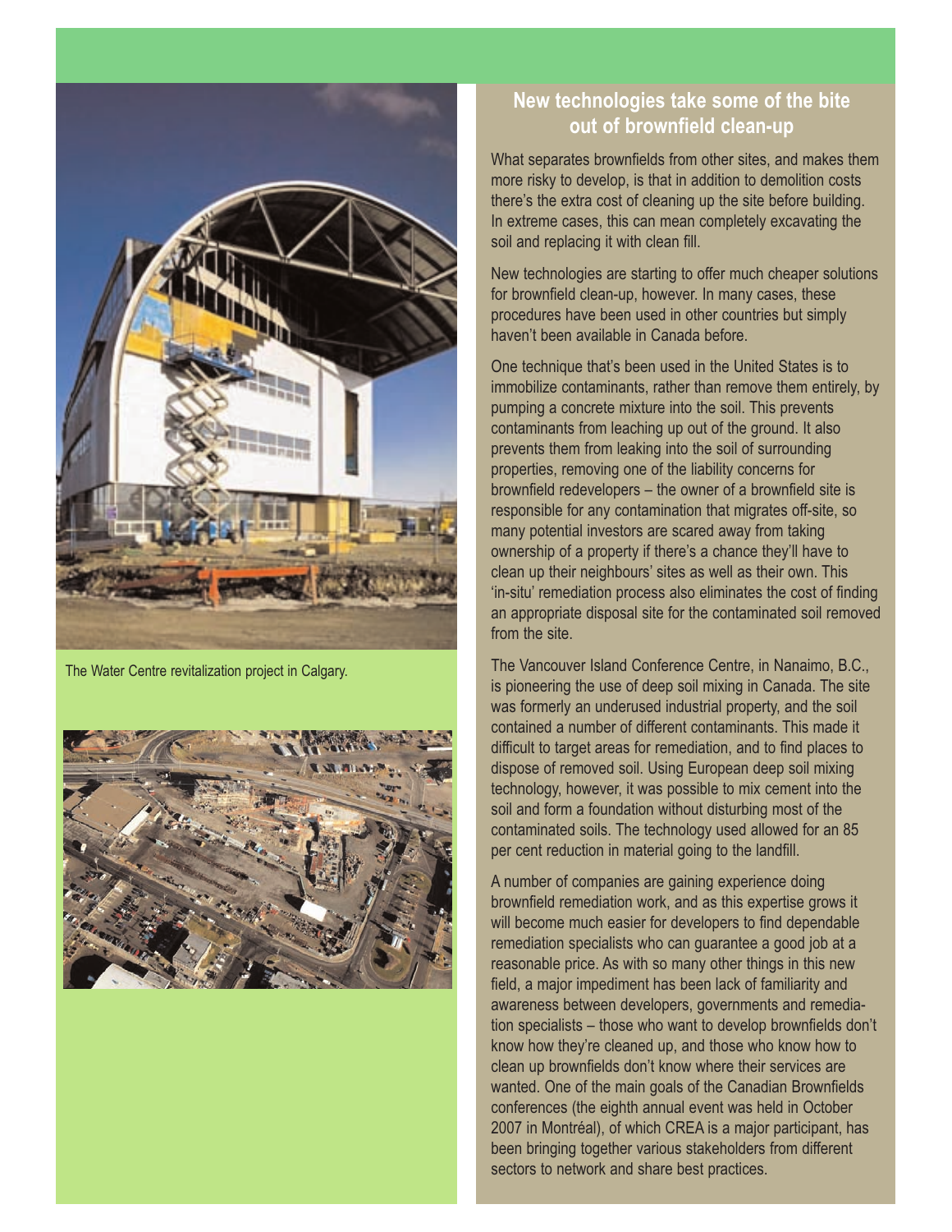The Water Centre revitalization project in Calgary.

## New technologies take some of the bite out of brownfield clean-up

What separates brownfields from other sites, and makes them more risky to develop, is that in addition to demolition costs there's the extra cost of cleaning up the site before building. In extreme cases, this can mean completely excavating the soil and replacing it with clean fill.

New technologies are starting to offer much cheaper solutions for brownfield clean-up, however. In many cases, these procedures have been used in other countries but simply haven't been available in Canada before.

One technique that's been used in the United States is to immobilize contaminants, rather than remove them entirely, by pumping a concrete mixture into the soil. This prevents contaminants from leaching up out of the ground. It also prevents them from leaking into the soil of surrounding properties, removing one of the liability concerns for brownfield redevelopers – the owner of a brownfield site is responsible for any contamination that migrates off-site, so many potential investors are scared away from taking ownership of a property if there's a chance they'll have to clean up their neighbours' sites as well as their own. This 'in-situ' remediation process also eliminates the cost of finding an appropriate disposal site for the contaminated soil removed from the site.

The Vancouver Island Conference Centre, in Nanaimo, B.C., is pioneering the use of deep soil mixing in Canada. The site was formerly an underused industrial property, and the soil contained a number of different contaminants. This made it difficult to target areas for remediation, and to find places to dispose of removed soil. Using European deep soil mixing technology, however, it was possible to mix cement into the soil and form a foundation without disturbing most of the contaminated soils. The technology used allowed for an 85 per cent reduction in material going to the landfill.

A number of companies are gaining experience doing brownfield remediation work, and as this expertise grows it will become much easier for developers to find dependable remediation specialists who can guarantee a good job at a reasonable price. As with so many other things in this new field, a major impediment has been lack of familiarity and awareness between developers, governments and remediation specialists – those who want to develop brownfields don't know how they're cleaned up, and those who know how to clean up brownfields don't know where their services are wanted. One of the main goals of the Canadian Brownfields conferences (the eighth annual event was held in October 2007 in Montréal), of which CREA is a major participant, has been bringing together various stakeholders from different sectors to network and share best practices.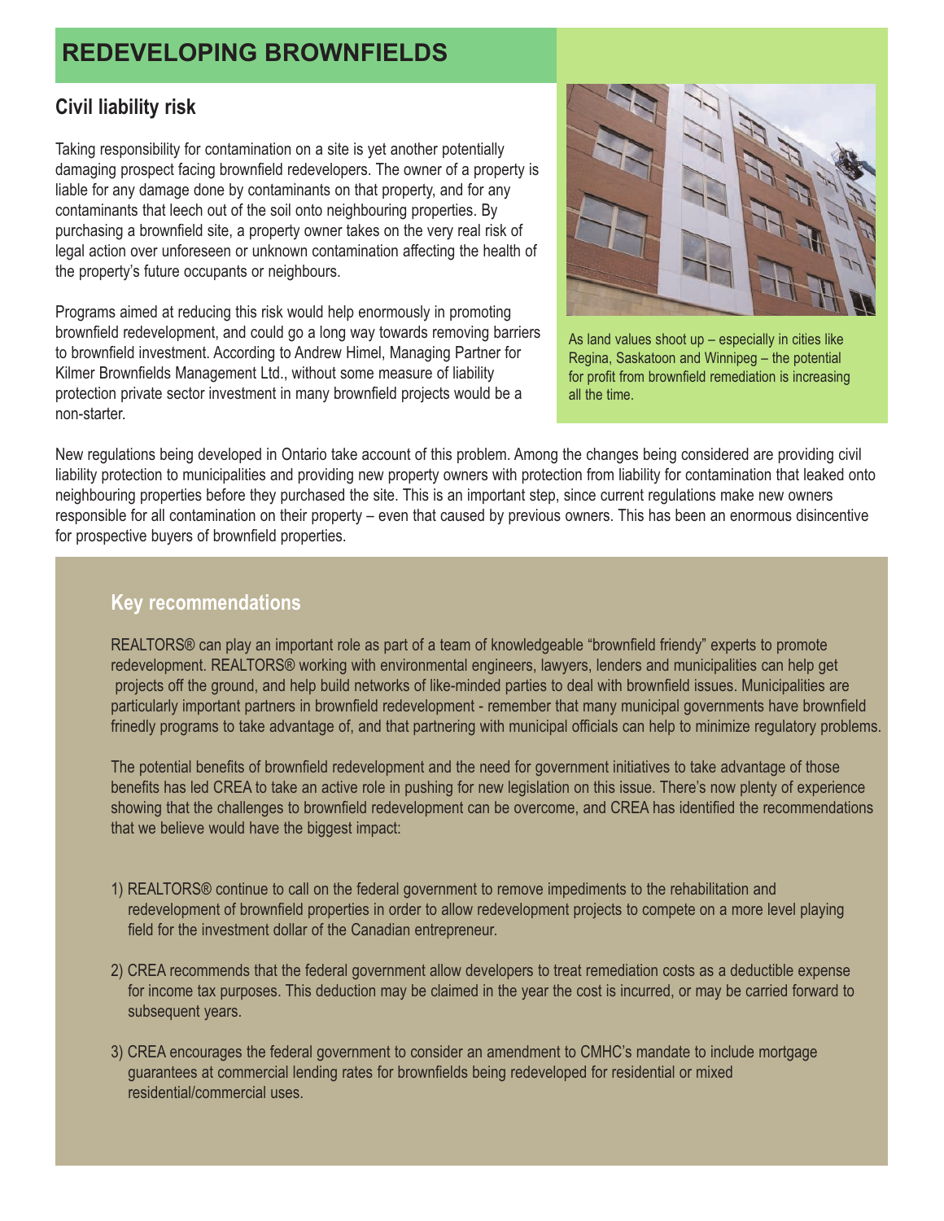# REDEVELOPING BROWNFIELDS

## Civil liability risk

Taking responsibility for contamination on a site is yet another potentially damaging prospect facing brownfield redevelopers. The owner of a property is liable for any damage done by contaminants on that property, and for any contaminants that leech out of the soil onto neighbouring properties. By purchasing a brownfield site, a property owner takes on the very real risk of legal action over unforeseen or unknown contamination affecting the health of the property's future occupants or neighbours.

Programs aimed at reducing this risk would help enormously in promoting brownfield redevelopment, and could go a long way towards removing barriers to brownfield investment. According to Andrew Himel, Managing Partner for Kilmer Brownfields Management Ltd., without some measure of liability protection private sector investment in many brownfield projects would be a non-starter.

As land values shoot up – especially in cities like Regina, Saskatoon and Winnipeg – the potential for profit from brownfield remediation is increasing all the time.

New regulations being developed in Ontario take account of this problem. Among the changes being considered are providing civil liability protection to municipalities and providing new property owners with protection from liability for contamination that leaked onto neighbouring properties before they purchased the site. This is an important step, since current regulations make new owners responsible for all contamination on their property – even that caused by previous owners. This has been an enormous disincentive for prospective buyers of brownfield properties.

### Key recommendations

REALTORS® can play an important role as part of a team of knowledgeable "brownfield friendy" experts to promote redevelopment. REALTORS® working with environmental engineers, lawyers, lenders and municipalities can help get projects off the ground, and help build networks of like-minded parties to deal with brownfield issues. Municipalities are particularly important partners in brownfield redevelopment - remember that many municipal governments have brownfield frinedly programs to take advantage of, and that partnering with municipal officials can help to minimize regulatory problems.

The potential benefits of brownfield redevelopment and the need for government initiatives to take advantage of those benefits has led CREA to take an active role in pushing for new legislation on this issue. There's now plenty of experience showing that the challenges to brownfield redevelopment can be overcome, and CREA has identified the recommendations that we believe would have the biggest impact:

1) REALTORS® continue to call on the federal government to remove impediments to the rehabilitation and redevelopment of brownfield properties in order to allow redevelopment projects to compete on a more level playing field for the investment dollar of the Canadian entrepreneur.

2) CREA recommends that the federal government allow developers to treat remediation costs as a deductible expense for income tax purposes. This deduction may be claimed in the year the cost is incurred, or may be carried forward to subsequent years.

3) CREA encourages the federal government to consider an amendment to CMHC's mandate to include mortgage guarantees at commercial lending rates for brownfields being redeveloped for residential or mixed residential/commercial uses.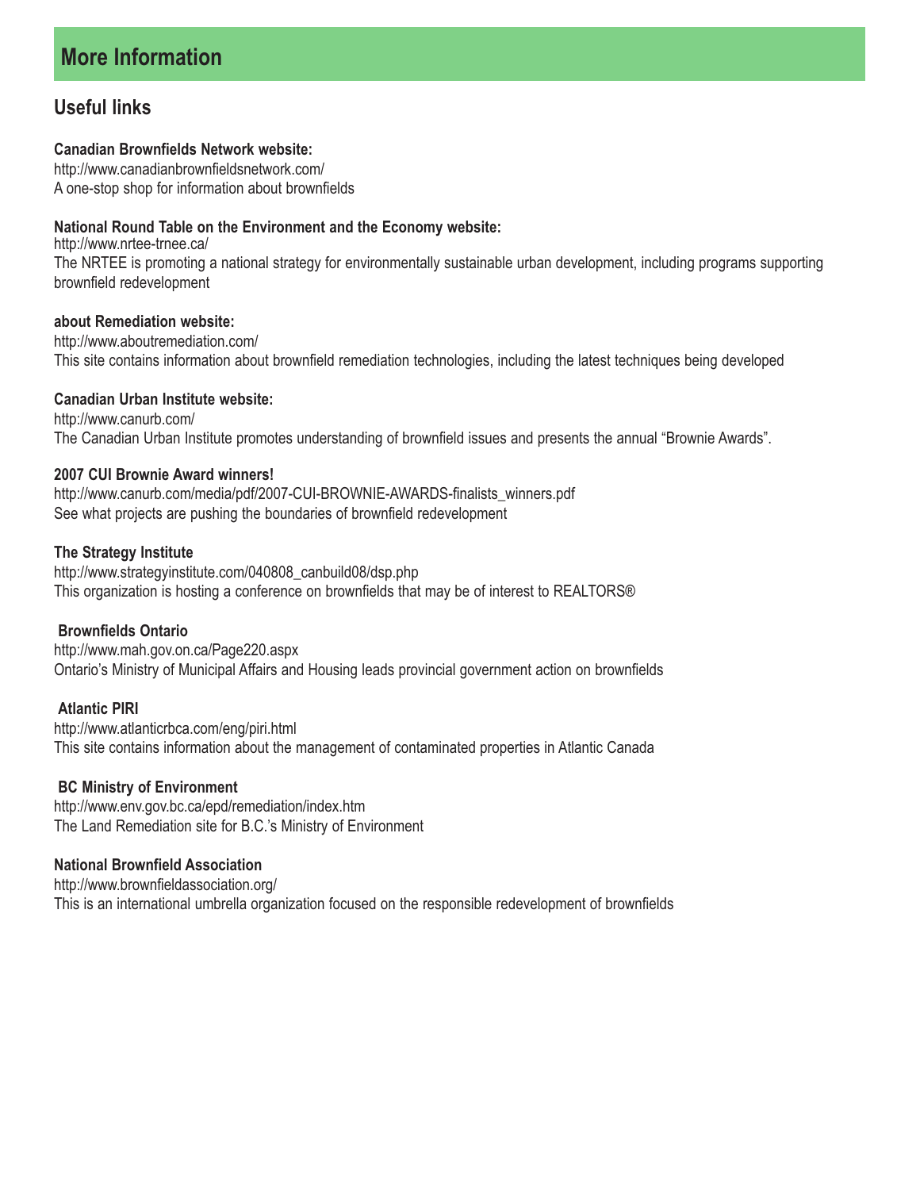# More Information

## Useful links

**Canadian Brownfields Network website:**
http://www.canadianbrownfieldsnetwork.com/
A one-stop shop for information about brownfields

**National Round Table on the Environment and the Economy website:**
http://www.nrtee-trnee.ca/
The NRTEE is promoting a national strategy for environmentally sustainable urban development, including programs supporting brownfield redevelopment

**about Remediation website:**
http://www.aboutremediation.com/
This site contains information about brownfield remediation technologies, including the latest techniques being developed

**Canadian Urban Institute website:**
http://www.canurb.com/
The Canadian Urban Institute promotes understanding of brownfield issues and presents the annual "Brownie Awards".

**2007 CUI Brownie Award winners!**
http://www.canurb.com/media/pdf/2007-CUI-BROWNIE-AWARDS-finalists_winners.pdf
See what projects are pushing the boundaries of brownfield redevelopment

**The Strategy Institute**
http://www.strategyinstitute.com/040808_canbuild08/dsp.php
This organization is hosting a conference on brownfields that may be of interest to REALTORS®

**Brownfields Ontario**
http://www.mah.gov.on.ca/Page220.aspx
Ontario's Ministry of Municipal Affairs and Housing leads provincial government action on brownfields

**Atlantic PIRI**
http://www.atlanticrbca.com/eng/piri.html
This site contains information about the management of contaminated properties in Atlantic Canada

**BC Ministry of Environment**
http://www.env.gov.bc.ca/epd/remediation/index.htm
The Land Remediation site for B.C.'s Ministry of Environment

**National Brownfield Association**
http://www.brownfieldassociation.org/
This is an international umbrella organization focused on the responsible redevelopment of brownfields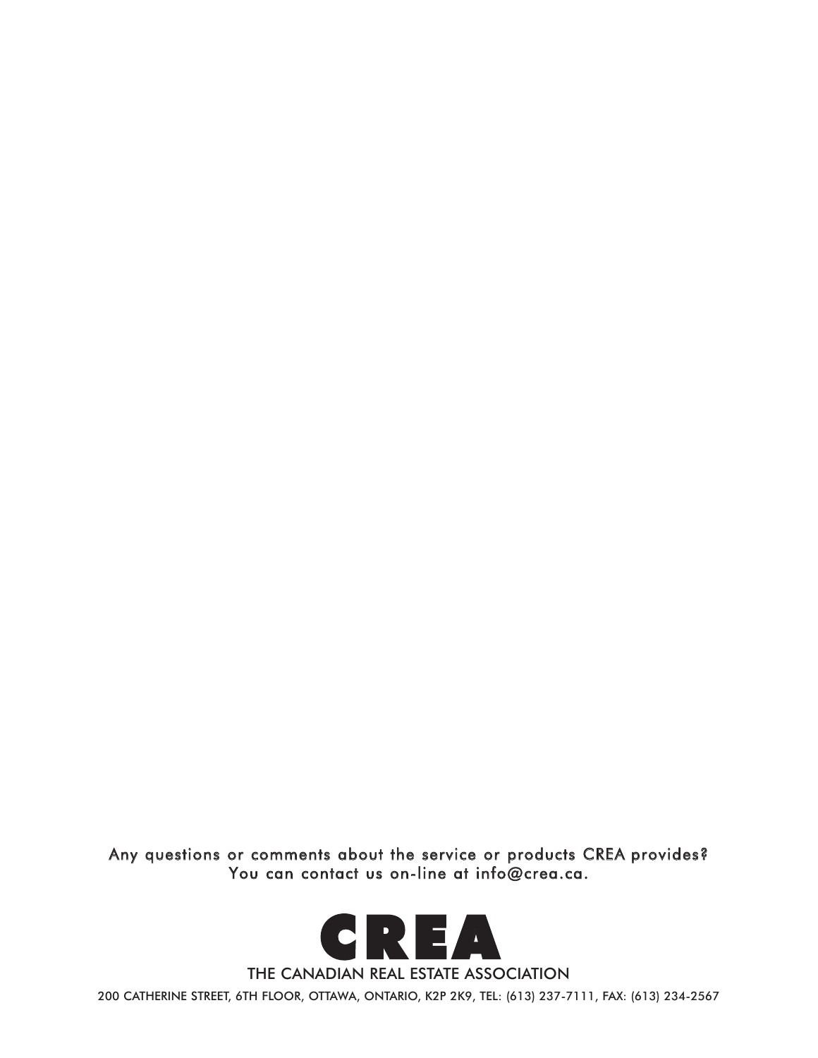Any questions or comments about the service or products CREA provides?
You can contact us on-line at info@crea.ca.

**CREA**

THE CANADIAN REAL ESTATE ASSOCIATION

200 CATHERINE STREET, 6TH FLOOR, OTTAWA, ONTARIO, K2P 2K9, TEL: (613) 237-7111, FAX: (613) 234-2567